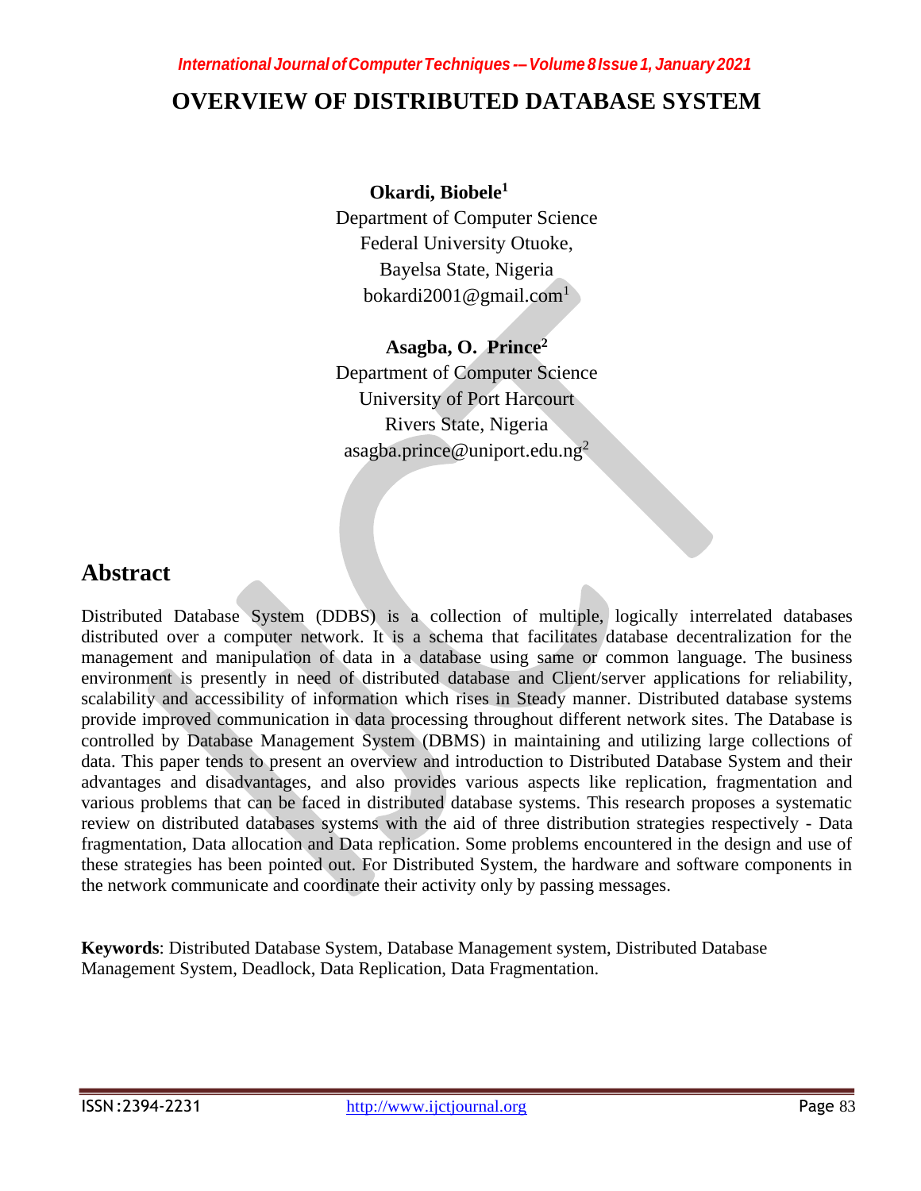# OVERVIEW OF DISTRIBUTED DATABASE SYSTEM

**Okardi, Biobele[1]**
Department of Computer Science
Federal University Otuoke,
Bayelsa State, Nigeria
bokardi2001@gmail.com[1]

**Asagba, O. Prince[2]**
Department of Computer Science
University of Port Harcourt
Rivers State, Nigeria
asagba.prince@uniport.edu.ng[2]

## Abstract

Distributed Database System (DDBS) is a collection of multiple, logically interrelated databases distributed over a computer network. It is a schema that facilitates database decentralization for the management and manipulation of data in a database using same or common language. The business environment is presently in need of distributed database and Client/server applications for reliability, scalability and accessibility of information which rises in Steady manner. Distributed database systems provide improved communication in data processing throughout different network sites. The Database is controlled by Database Management System (DBMS) in maintaining and utilizing large collections of data. This paper tends to present an overview and introduction to Distributed Database System and their advantages and disadvantages, and also provides various aspects like replication, fragmentation and various problems that can be faced in distributed database systems. This research proposes a systematic review on distributed databases systems with the aid of three distribution strategies respectively - Data fragmentation, Data allocation and Data replication. Some problems encountered in the design and use of these strategies has been pointed out. For Distributed System, the hardware and software components in the network communicate and coordinate their activity only by passing messages.

**Keywords**: Distributed Database System, Database Management system, Distributed Database Management System, Deadlock, Data Replication, Data Fragmentation.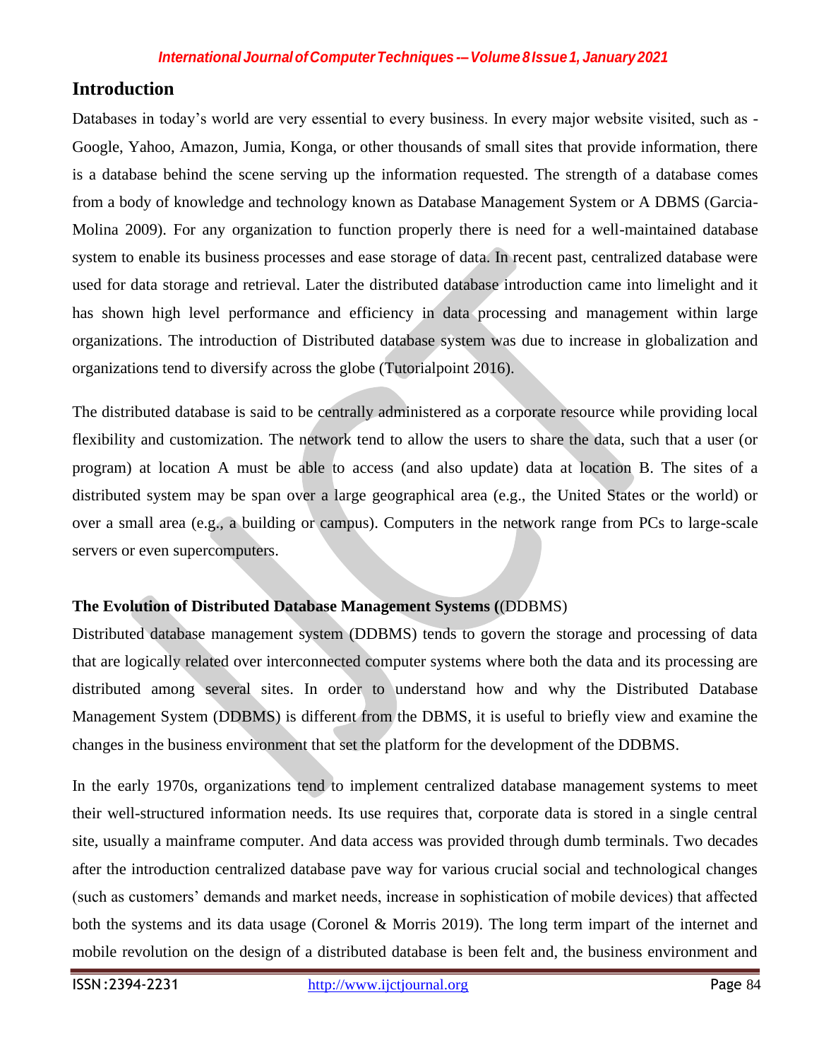## Introduction

Databases in today's world are very essential to every business. In every major website visited, such as - Google, Yahoo, Amazon, Jumia, Konga, or other thousands of small sites that provide information, there is a database behind the scene serving up the information requested. The strength of a database comes from a body of knowledge and technology known as Database Management System or A DBMS (Garcia-Molina 2009). For any organization to function properly there is need for a well-maintained database system to enable its business processes and ease storage of data. In recent past, centralized database were used for data storage and retrieval. Later the distributed database introduction came into limelight and it has shown high level performance and efficiency in data processing and management within large organizations. The introduction of Distributed database system was due to increase in globalization and organizations tend to diversify across the globe (Tutorialpoint 2016).

The distributed database is said to be centrally administered as a corporate resource while providing local flexibility and customization. The network tend to allow the users to share the data, such that a user (or program) at location A must be able to access (and also update) data at location B. The sites of a distributed system may be span over a large geographical area (e.g., the United States or the world) or over a small area (e.g., a building or campus). Computers in the network range from PCs to large-scale servers or even supercomputers.

### The Evolution of Distributed Database Management Systems ((DDBMS)

Distributed database management system (DDBMS) tends to govern the storage and processing of data that are logically related over interconnected computer systems where both the data and its processing are distributed among several sites. In order to understand how and why the Distributed Database Management System (DDBMS) is different from the DBMS, it is useful to briefly view and examine the changes in the business environment that set the platform for the development of the DDBMS.

In the early 1970s, organizations tend to implement centralized database management systems to meet their well-structured information needs. Its use requires that, corporate data is stored in a single central site, usually a mainframe computer. And data access was provided through dumb terminals. Two decades after the introduction centralized database pave way for various crucial social and technological changes (such as customers' demands and market needs, increase in sophistication of mobile devices) that affected both the systems and its data usage (Coronel & Morris 2019). The long term impart of the internet and mobile revolution on the design of a distributed database is been felt and, the business environment and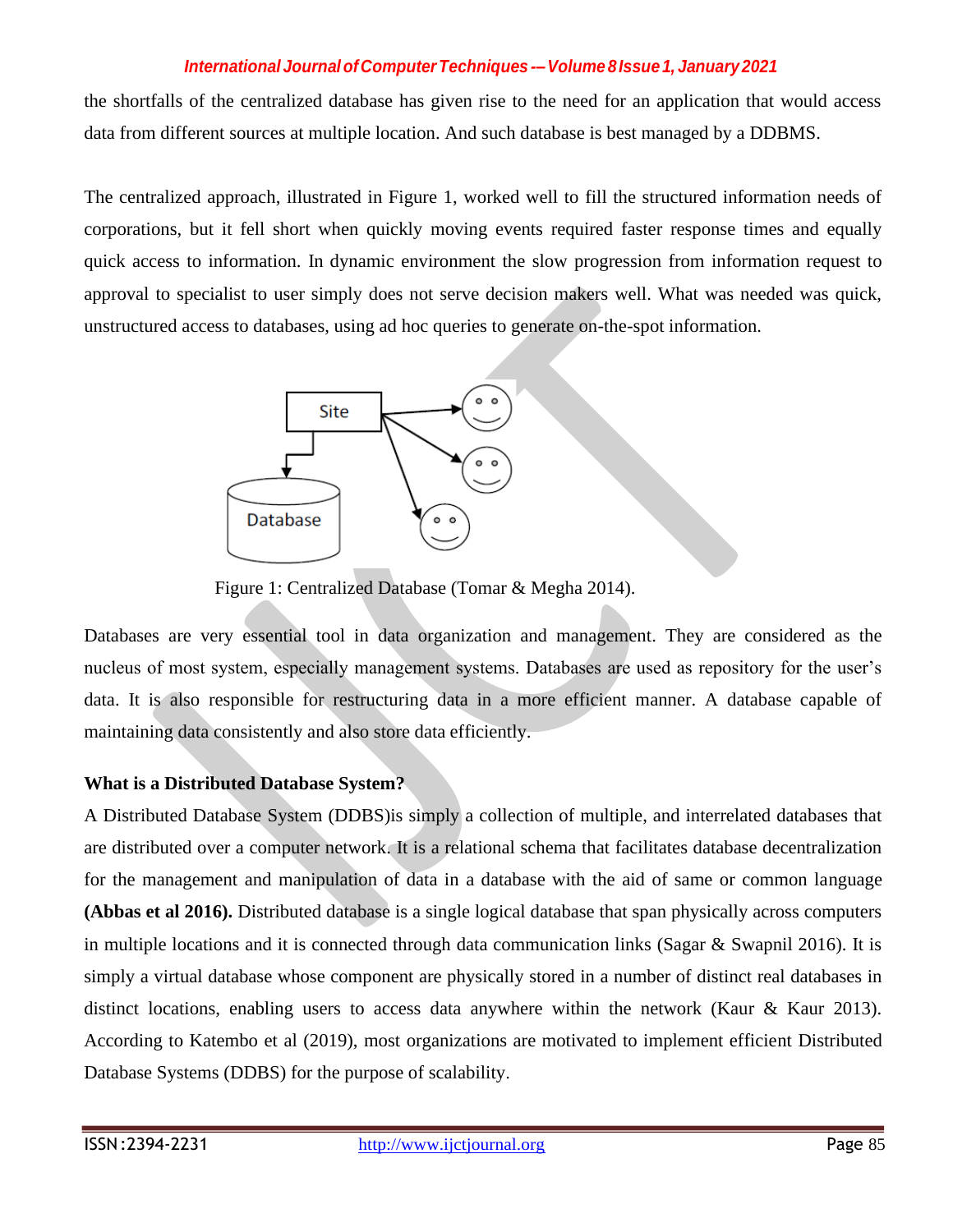the shortfalls of the centralized database has given rise to the need for an application that would access data from different sources at multiple location. And such database is best managed by a DDBMS.

The centralized approach, illustrated in Figure 1, worked well to fill the structured information needs of corporations, but it fell short when quickly moving events required faster response times and equally quick access to information. In dynamic environment the slow progression from information request to approval to specialist to user simply does not serve decision makers well. What was needed was quick, unstructured access to databases, using ad hoc queries to generate on-the-spot information.

Figure 1: Centralized Database (Tomar & Megha 2014).

Databases are very essential tool in data organization and management. They are considered as the nucleus of most system, especially management systems. Databases are used as repository for the user's data. It is also responsible for restructuring data in a more efficient manner. A database capable of maintaining data consistently and also store data efficiently.

### What is a Distributed Database System?

A Distributed Database System (DDBS)is simply a collection of multiple, and interrelated databases that are distributed over a computer network. It is a relational schema that facilitates database decentralization for the management and manipulation of data in a database with the aid of same or common language **(Abbas et al 2016).** Distributed database is a single logical database that span physically across computers in multiple locations and it is connected through data communication links (Sagar & Swapnil 2016). It is simply a virtual database whose component are physically stored in a number of distinct real databases in distinct locations, enabling users to access data anywhere within the network (Kaur & Kaur 2013). According to Katembo et al (2019), most organizations are motivated to implement efficient Distributed Database Systems (DDBS) for the purpose of scalability.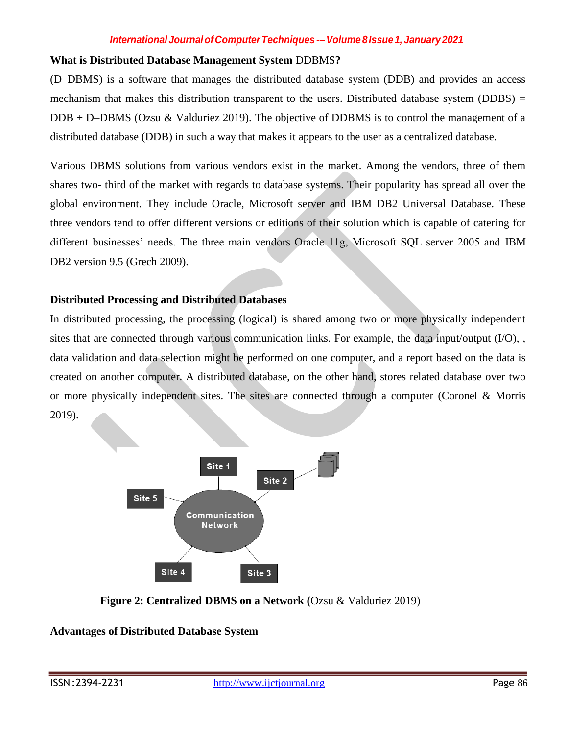**What is Distributed Database Management System** DDBMS**?**

(D–DBMS) is a software that manages the distributed database system (DDB) and provides an access mechanism that makes this distribution transparent to the users. Distributed database system (DDBS) = DDB + D–DBMS (Ozsu & Valduriez 2019). The objective of DDBMS is to control the management of a distributed database (DDB) in such a way that makes it appears to the user as a centralized database.

Various DBMS solutions from various vendors exist in the market. Among the vendors, three of them shares two- third of the market with regards to database systems. Their popularity has spread all over the global environment. They include Oracle, Microsoft server and IBM DB2 Universal Database. These three vendors tend to offer different versions or editions of their solution which is capable of catering for different businesses' needs. The three main vendors Oracle 11g, Microsoft SQL server 2005 and IBM DB2 version 9.5 (Grech 2009).

**Distributed Processing and Distributed Databases**

In distributed processing, the processing (logical) is shared among two or more physically independent sites that are connected through various communication links. For example, the data input/output (I/O), , data validation and data selection might be performed on one computer, and a report based on the data is created on another computer. A distributed database, on the other hand, stores related database over two or more physically independent sites. The sites are connected through a computer (Coronel & Morris 2019).

**Figure 2: Centralized DBMS on a Network (**Ozsu & Valduriez 2019)

**Advantages of Distributed Database System**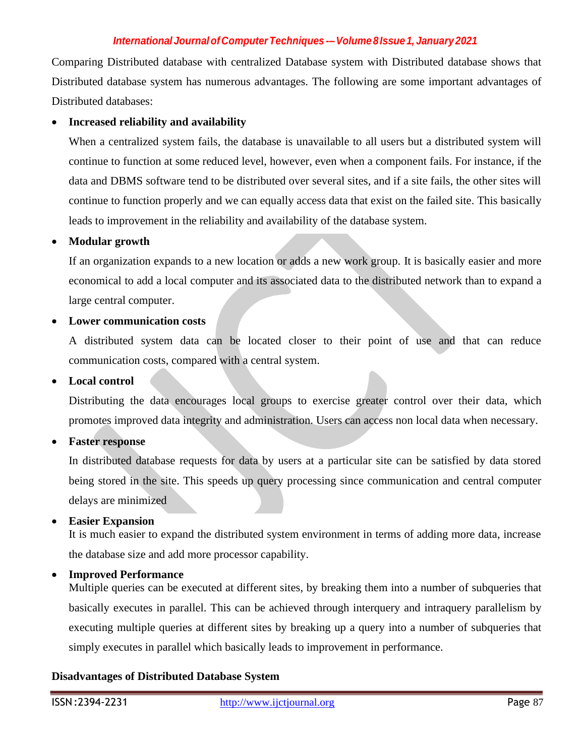Comparing Distributed database with centralized Database system with Distributed database shows that Distributed database system has numerous advantages. The following are some important advantages of Distributed databases:

- **Increased reliability and availability**

  When a centralized system fails, the database is unavailable to all users but a distributed system will continue to function at some reduced level, however, even when a component fails. For instance, if the data and DBMS software tend to be distributed over several sites, and if a site fails, the other sites will continue to function properly and we can equally access data that exist on the failed site. This basically leads to improvement in the reliability and availability of the database system.

- **Modular growth**

  If an organization expands to a new location or adds a new work group. It is basically easier and more economical to add a local computer and its associated data to the distributed network than to expand a large central computer.

- **Lower communication costs**

  A distributed system data can be located closer to their point of use and that can reduce communication costs, compared with a central system.

- **Local control**

  Distributing the data encourages local groups to exercise greater control over their data, which promotes improved data integrity and administration. Users can access non local data when necessary.

- **Faster response**

  In distributed database requests for data by users at a particular site can be satisfied by data stored being stored in the site. This speeds up query processing since communication and central computer delays are minimized

- **Easier Expansion**

  It is much easier to expand the distributed system environment in terms of adding more data, increase the database size and add more processor capability.

- **Improved Performance**

  Multiple queries can be executed at different sites, by breaking them into a number of subqueries that basically executes in parallel. This can be achieved through interquery and intraquery parallelism by executing multiple queries at different sites by breaking up a query into a number of subqueries that simply executes in parallel which basically leads to improvement in performance.

**Disadvantages of Distributed Database System**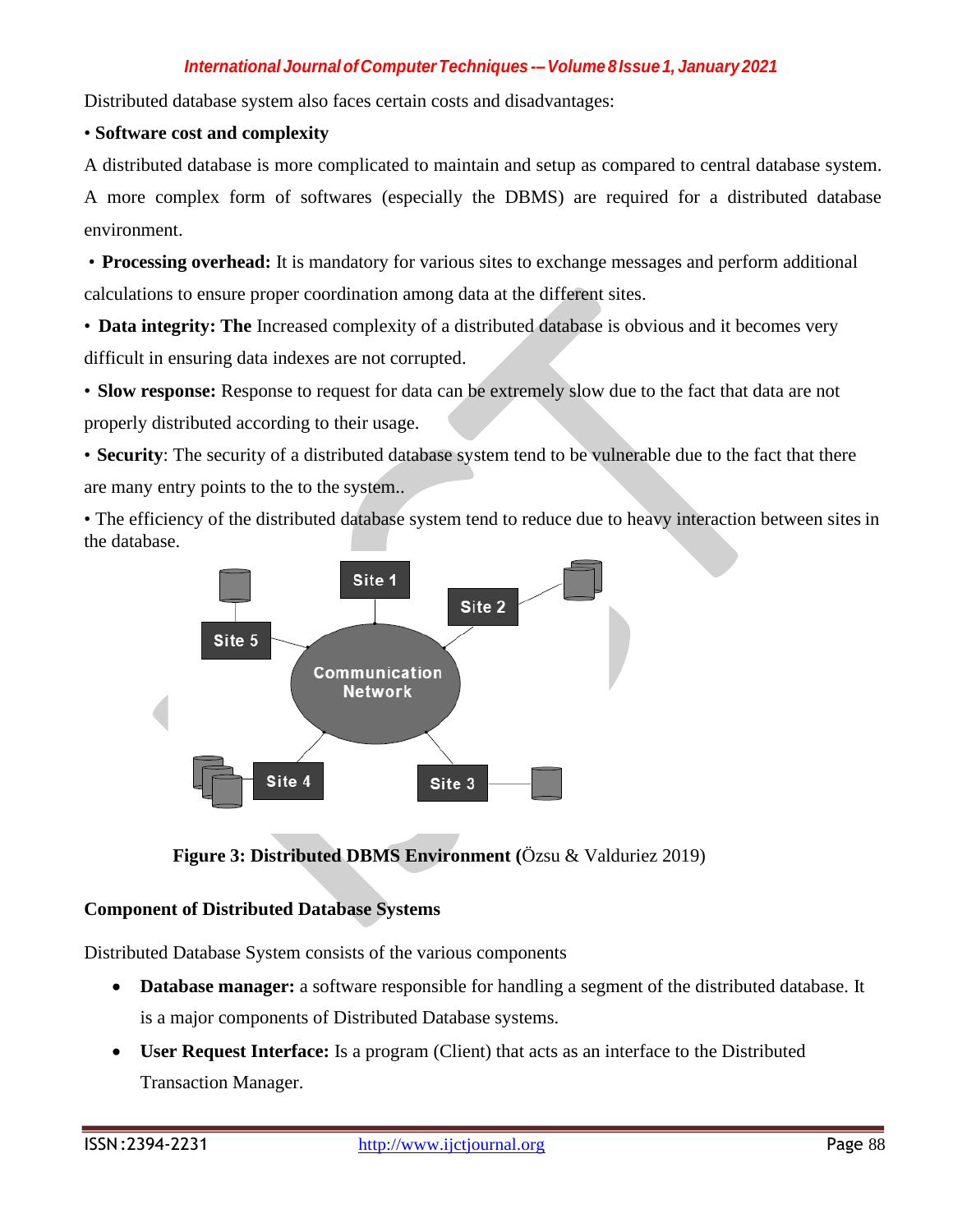Distributed database system also faces certain costs and disadvantages:

• **Software cost and complexity**

A distributed database is more complicated to maintain and setup as compared to central database system. A more complex form of softwares (especially the DBMS) are required for a distributed database environment.

• **Processing overhead:** It is mandatory for various sites to exchange messages and perform additional calculations to ensure proper coordination among data at the different sites.

• **Data integrity: The** Increased complexity of a distributed database is obvious and it becomes very difficult in ensuring data indexes are not corrupted.

• **Slow response:** Response to request for data can be extremely slow due to the fact that data are not properly distributed according to their usage.

• **Security**: The security of a distributed database system tend to be vulnerable due to the fact that there are many entry points to the to the system..

• The efficiency of the distributed database system tend to reduce due to heavy interaction between sites in the database.

**Figure 3: Distributed DBMS Environment** (Özsu & Valduriez 2019)

**Component of Distributed Database Systems**

Distributed Database System consists of the various components

- **Database manager:** a software responsible for handling a segment of the distributed database. It is a major components of Distributed Database systems.
- **User Request Interface:** Is a program (Client) that acts as an interface to the Distributed Transaction Manager.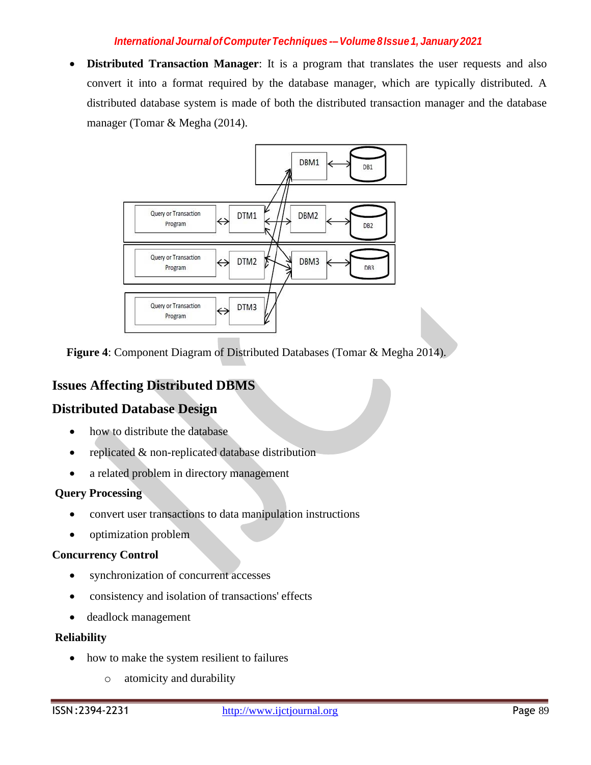- **Distributed Transaction Manager**: It is a program that translates the user requests and also convert it into a format required by the database manager, which are typically distributed. A distributed database system is made of both the distributed transaction manager and the database manager (Tomar & Megha (2014).

**Figure 4**: Component Diagram of Distributed Databases (Tomar & Megha 2014).

## Issues Affecting Distributed DBMS

## Distributed Database Design

- how to distribute the database
- replicated & non-replicated database distribution
- a related problem in directory management

### Query Processing

- convert user transactions to data manipulation instructions
- optimization problem

### Concurrency Control

- synchronization of concurrent accesses
- consistency and isolation of transactions' effects
- deadlock management

### Reliability

- how to make the system resilient to failures
    - atomicity and durability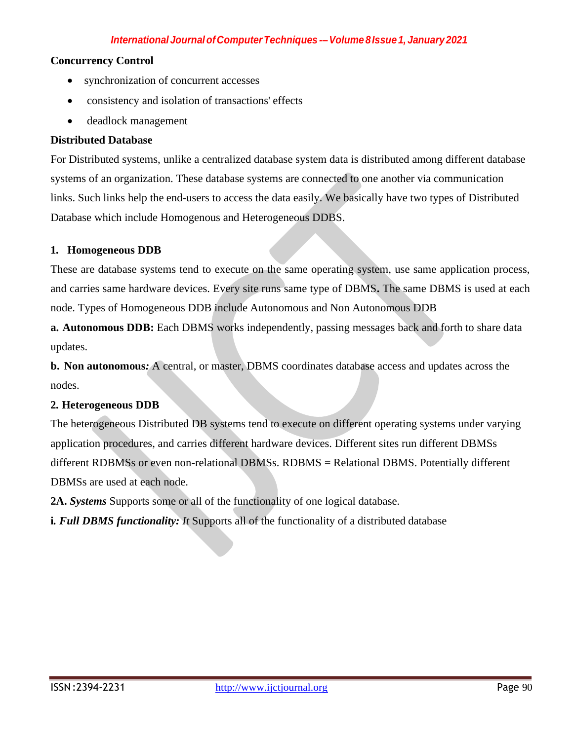**Concurrency Control**

- synchronization of concurrent accesses
- consistency and isolation of transactions' effects
- deadlock management

**Distributed Database**

For Distributed systems, unlike a centralized database system data is distributed among different database systems of an organization. These database systems are connected to one another via communication links. Such links help the end-users to access the data easily. We basically have two types of Distributed Database which include Homogenous and Heterogeneous DDBS.

**1. Homogeneous DDB**

These are database systems tend to execute on the same operating system, use same application process, and carries same hardware devices. Every site runs same type of DBMS**.** The same DBMS is used at each node. Types of Homogeneous DDB include Autonomous and Non Autonomous DDB

**a. Autonomous DDB:** Each DBMS works independently, passing messages back and forth to share data updates.

**b. Non autonomous*:*** A central, or master, DBMS coordinates database access and updates across the nodes.

**2. Heterogeneous DDB**

The heterogeneous Distributed DB systems tend to execute on different operating systems under varying application procedures, and carries different hardware devices. Different sites run different DBMSs different RDBMSs or even non-relational DBMSs. RDBMS = Relational DBMS. Potentially different DBMSs are used at each node.

**2A. *Systems*** Supports some or all of the functionality of one logical database.

**i*. Full DBMS functionality: It*** Supports all of the functionality of a distributed database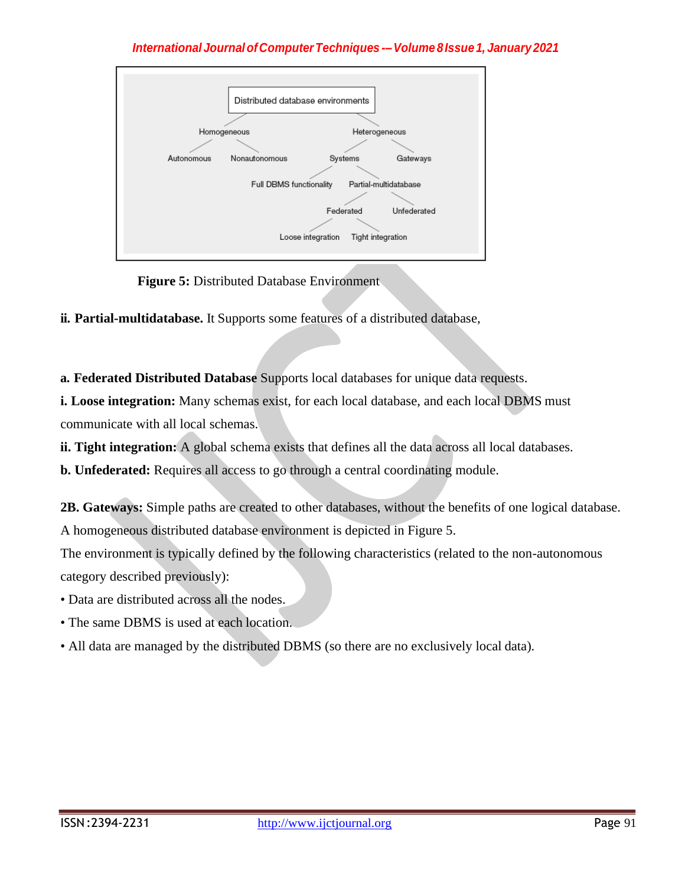- Distributed database environments
  - Homogeneous
    - Autonomous
    - Nonautonomous
  - Heterogeneous
    - Systems
      - Full DBMS functionality
      - Partial-multidatabase
        - Federated
          - Loose integration
          - Tight integration
        - Unfederated
    - Gateways

**Figure 5:** Distributed Database Environment

**ii. Partial-multidatabase.** It Supports some features of a distributed database,

**a. Federated Distributed Database** Supports local databases for unique data requests.

**i. Loose integration:** Many schemas exist, for each local database, and each local DBMS must communicate with all local schemas.

**ii. Tight integration:** A global schema exists that defines all the data across all local databases.

**b. Unfederated:** Requires all access to go through a central coordinating module.

**2B. Gateways:** Simple paths are created to other databases, without the benefits of one logical database.

A homogeneous distributed database environment is depicted in Figure 5.

The environment is typically defined by the following characteristics (related to the non-autonomous category described previously):

- Data are distributed across all the nodes.
- The same DBMS is used at each location.
- All data are managed by the distributed DBMS (so there are no exclusively local data).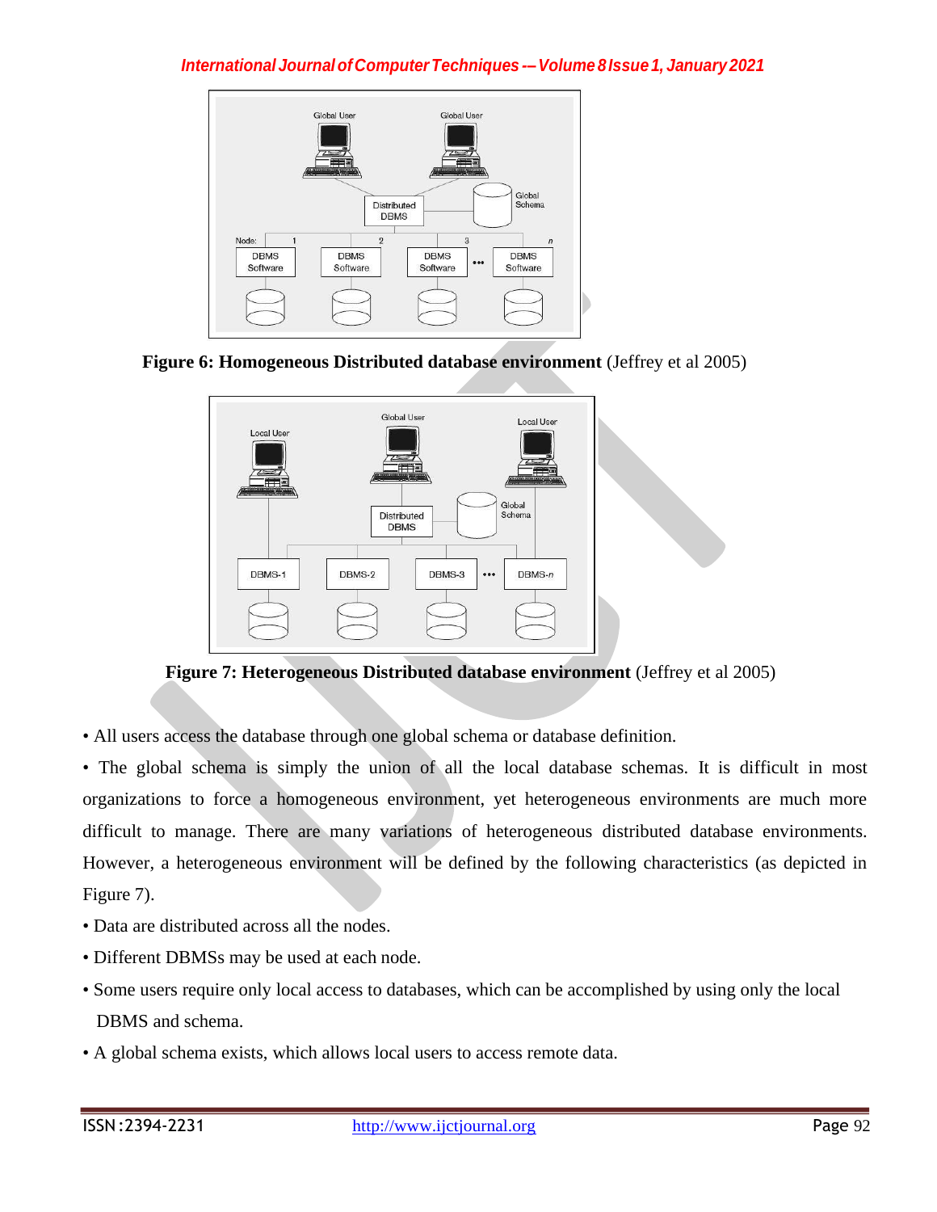**Figure 6: Homogeneous Distributed database environment** (Jeffrey et al 2005)

**Figure 7: Heterogeneous Distributed database environment** (Jeffrey et al 2005)

- All users access the database through one global schema or database definition.
- The global schema is simply the union of all the local database schemas. It is difficult in most organizations to force a homogeneous environment, yet heterogeneous environments are much more difficult to manage. There are many variations of heterogeneous distributed database environments. However, a heterogeneous environment will be defined by the following characteristics (as depicted in Figure 7).
- Data are distributed across all the nodes.
- Different DBMSs may be used at each node.
- Some users require only local access to databases, which can be accomplished by using only the local DBMS and schema.
- A global schema exists, which allows local users to access remote data.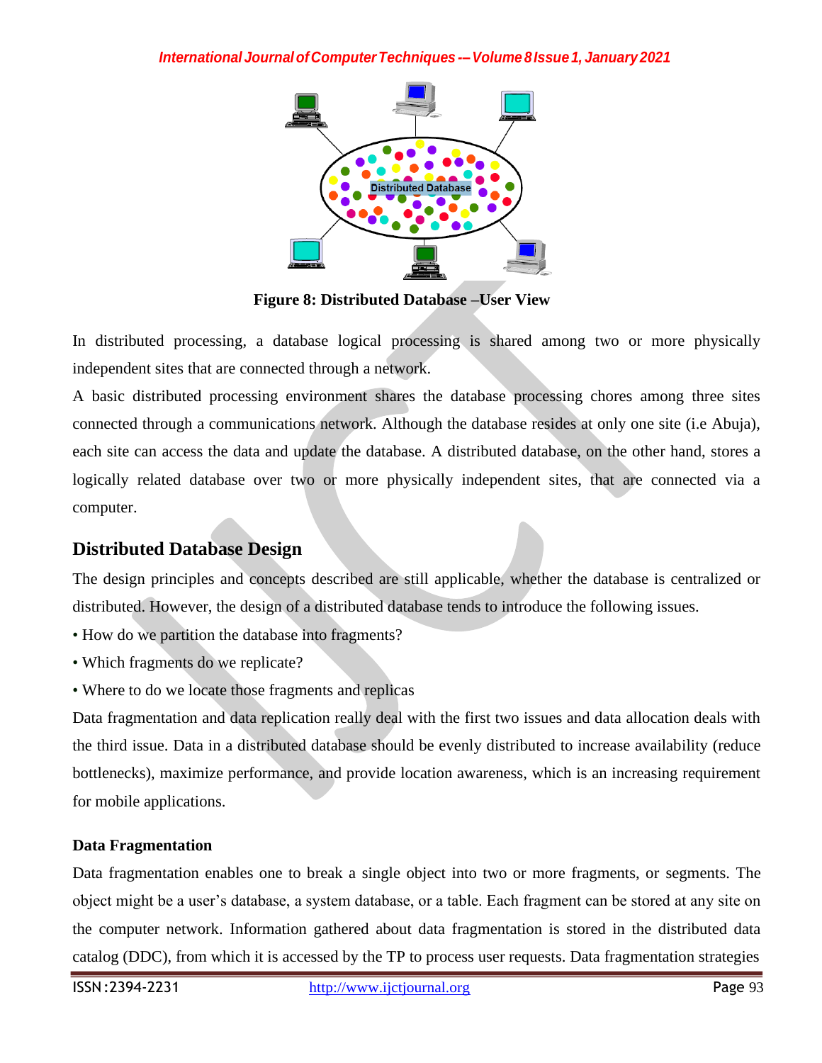Figure 8: Distributed Database –User View

In distributed processing, a database logical processing is shared among two or more physically independent sites that are connected through a network.

A basic distributed processing environment shares the database processing chores among three sites connected through a communications network. Although the database resides at only one site (i.e Abuja), each site can access the data and update the database. A distributed database, on the other hand, stores a logically related database over two or more physically independent sites, that are connected via a computer.

## Distributed Database Design

The design principles and concepts described are still applicable, whether the database is centralized or distributed. However, the design of a distributed database tends to introduce the following issues.

- How do we partition the database into fragments?
- Which fragments do we replicate?
- Where to do we locate those fragments and replicas

Data fragmentation and data replication really deal with the first two issues and data allocation deals with the third issue. Data in a distributed database should be evenly distributed to increase availability (reduce bottlenecks), maximize performance, and provide location awareness, which is an increasing requirement for mobile applications.

### Data Fragmentation

Data fragmentation enables one to break a single object into two or more fragments, or segments. The object might be a user's database, a system database, or a table. Each fragment can be stored at any site on the computer network. Information gathered about data fragmentation is stored in the distributed data catalog (DDC), from which it is accessed by the TP to process user requests. Data fragmentation strategies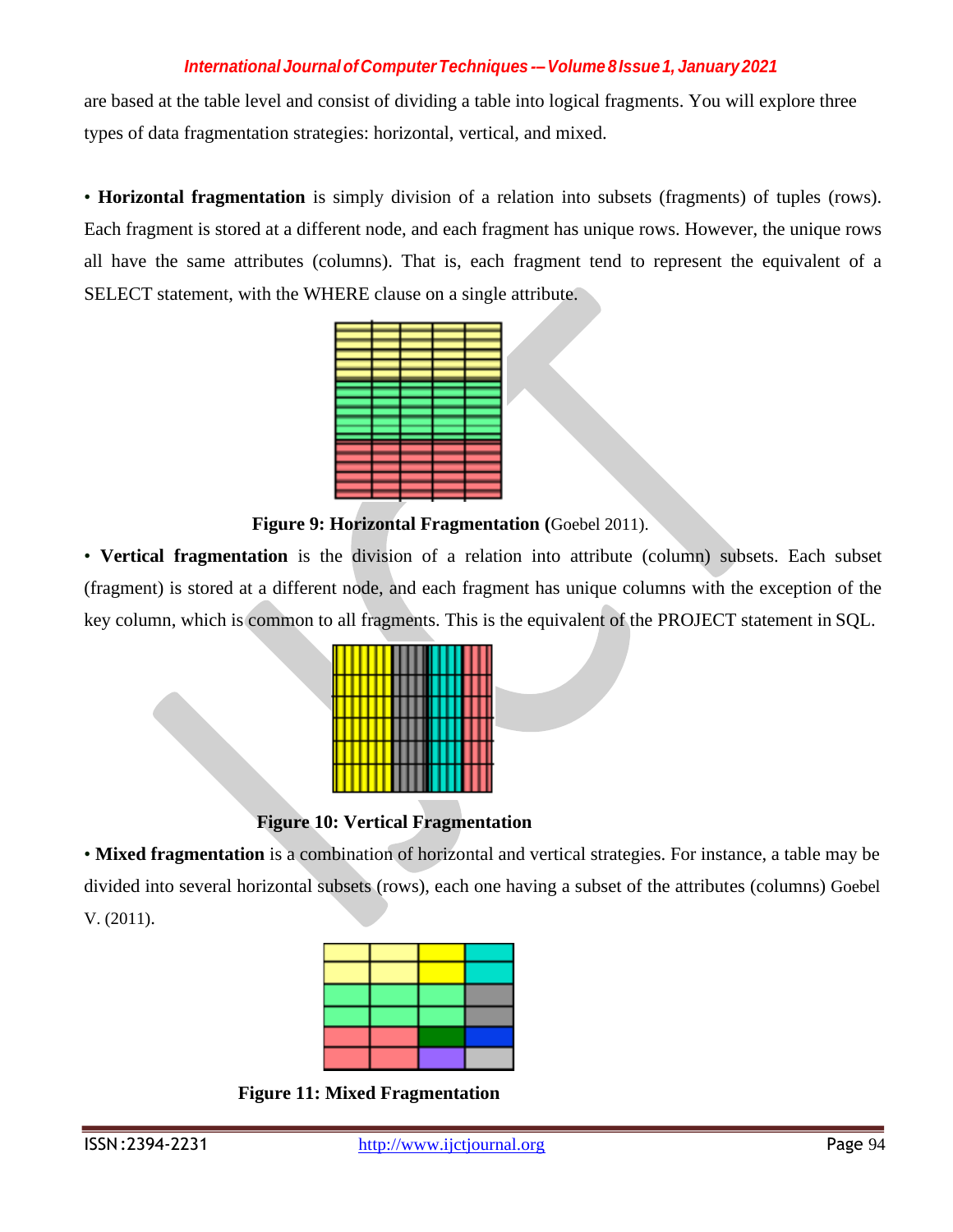are based at the table level and consist of dividing a table into logical fragments. You will explore three types of data fragmentation strategies: horizontal, vertical, and mixed.

• **Horizontal fragmentation** is simply division of a relation into subsets (fragments) of tuples (rows). Each fragment is stored at a different node, and each fragment has unique rows. However, the unique rows all have the same attributes (columns). That is, each fragment tend to represent the equivalent of a SELECT statement, with the WHERE clause on a single attribute.

**Figure 9: Horizontal Fragmentation (**Goebel 2011).

• **Vertical fragmentation** is the division of a relation into attribute (column) subsets. Each subset (fragment) is stored at a different node, and each fragment has unique columns with the exception of the key column, which is common to all fragments. This is the equivalent of the PROJECT statement in SQL.

**Figure 10: Vertical Fragmentation**

• **Mixed fragmentation** is a combination of horizontal and vertical strategies. For instance, a table may be divided into several horizontal subsets (rows), each one having a subset of the attributes (columns) Goebel V. (2011).

**Figure 11: Mixed Fragmentation**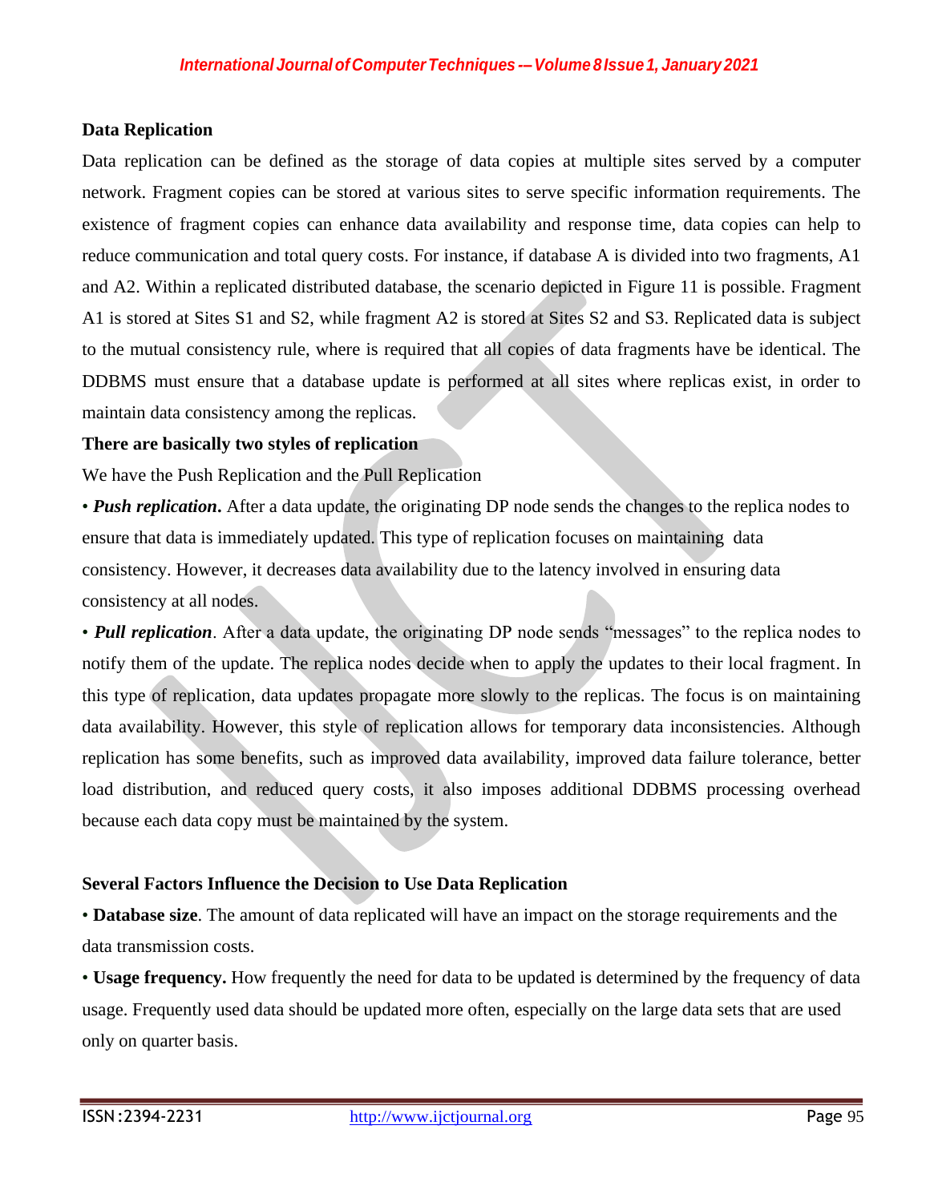**Data Replication**

Data replication can be defined as the storage of data copies at multiple sites served by a computer network. Fragment copies can be stored at various sites to serve specific information requirements. The existence of fragment copies can enhance data availability and response time, data copies can help to reduce communication and total query costs. For instance, if database A is divided into two fragments, A1 and A2. Within a replicated distributed database, the scenario depicted in Figure 11 is possible. Fragment A1 is stored at Sites S1 and S2, while fragment A2 is stored at Sites S2 and S3. Replicated data is subject to the mutual consistency rule, where is required that all copies of data fragments have be identical. The DDBMS must ensure that a database update is performed at all sites where replicas exist, in order to maintain data consistency among the replicas.

**There are basically two styles of replication**

We have the Push Replication and the Pull Replication

• ***Push replication***. After a data update, the originating DP node sends the changes to the replica nodes to ensure that data is immediately updated. This type of replication focuses on maintaining data consistency. However, it decreases data availability due to the latency involved in ensuring data consistency at all nodes.

• ***Pull replication***. After a data update, the originating DP node sends "messages" to the replica nodes to notify them of the update. The replica nodes decide when to apply the updates to their local fragment. In this type of replication, data updates propagate more slowly to the replicas. The focus is on maintaining data availability. However, this style of replication allows for temporary data inconsistencies. Although replication has some benefits, such as improved data availability, improved data failure tolerance, better load distribution, and reduced query costs, it also imposes additional DDBMS processing overhead because each data copy must be maintained by the system.

**Several Factors Influence the Decision to Use Data Replication**

• **Database size**. The amount of data replicated will have an impact on the storage requirements and the data transmission costs.

• **Usage frequency.** How frequently the need for data to be updated is determined by the frequency of data usage. Frequently used data should be updated more often, especially on the large data sets that are used only on quarter basis.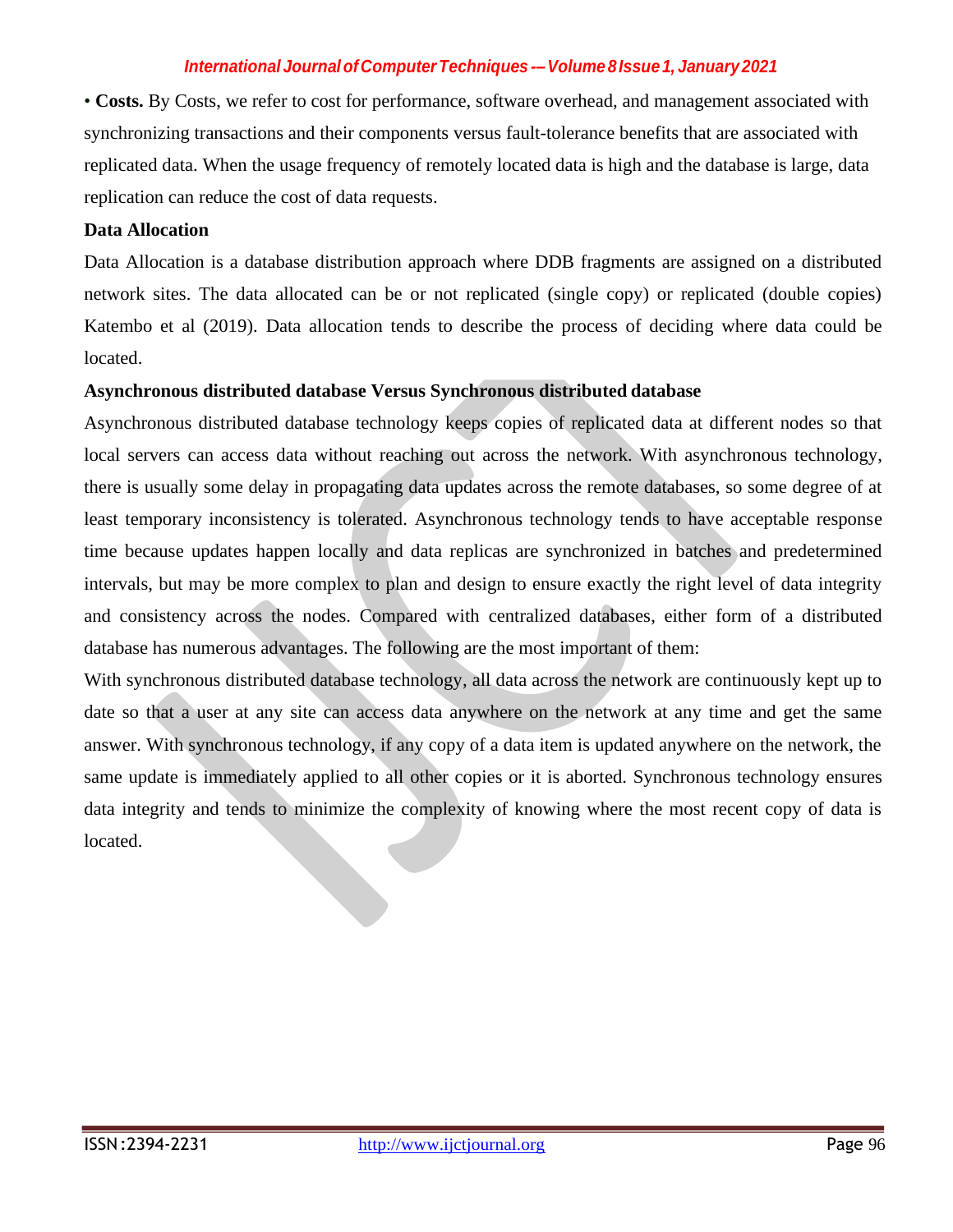• **Costs.** By Costs, we refer to cost for performance, software overhead, and management associated with synchronizing transactions and their components versus fault-tolerance benefits that are associated with replicated data. When the usage frequency of remotely located data is high and the database is large, data replication can reduce the cost of data requests.

**Data Allocation**

Data Allocation is a database distribution approach where DDB fragments are assigned on a distributed network sites. The data allocated can be or not replicated (single copy) or replicated (double copies) Katembo et al (2019). Data allocation tends to describe the process of deciding where data could be located.

**Asynchronous distributed database Versus Synchronous distributed database**

Asynchronous distributed database technology keeps copies of replicated data at different nodes so that local servers can access data without reaching out across the network. With asynchronous technology, there is usually some delay in propagating data updates across the remote databases, so some degree of at least temporary inconsistency is tolerated. Asynchronous technology tends to have acceptable response time because updates happen locally and data replicas are synchronized in batches and predetermined intervals, but may be more complex to plan and design to ensure exactly the right level of data integrity and consistency across the nodes. Compared with centralized databases, either form of a distributed database has numerous advantages. The following are the most important of them:

With synchronous distributed database technology, all data across the network are continuously kept up to date so that a user at any site can access data anywhere on the network at any time and get the same answer. With synchronous technology, if any copy of a data item is updated anywhere on the network, the same update is immediately applied to all other copies or it is aborted. Synchronous technology ensures data integrity and tends to minimize the complexity of knowing where the most recent copy of data is located.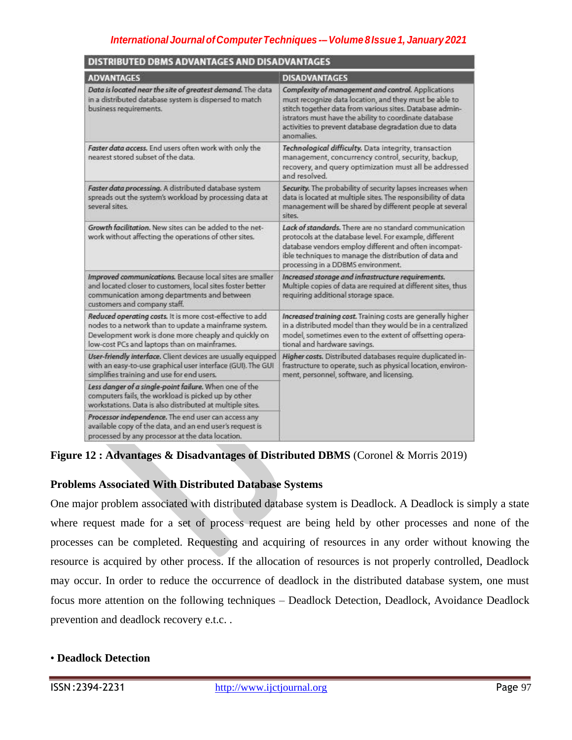| DISTRIBUTED DBMS ADVANTAGES AND DISADVANTAGES | |
|---|---|
| **ADVANTAGES** | **DISADVANTAGES** |
| ***Data is located near the site of greatest demand.*** The data in a distributed database system is dispersed to match business requirements. | ***Complexity of management and control.*** Applications must recognize data location, and they must be able to stitch together data from various sites. Database administrators must have the ability to coordinate database activities to prevent database degradation due to data anomalies. |
| ***Faster data access.*** End users often work with only the nearest stored subset of the data. | ***Technological difficulty.*** Data integrity, transaction management, concurrency control, security, backup, recovery, and query optimization must all be addressed and resolved. |
| ***Faster data processing.*** A distributed database system spreads out the system's workload by processing data at several sites. | ***Security.*** The probability of security lapses increases when data is located at multiple sites. The responsibility of data management will be shared by different people at several sites. |
| ***Growth facilitation.*** New sites can be added to the network without affecting the operations of other sites. | ***Lack of standards.*** There are no standard communication protocols at the database level. For example, different database vendors employ different and often incompatible techniques to manage the distribution of data and processing in a DDBMS environment. |
| ***Improved communications.*** Because local sites are smaller and located closer to customers, local sites foster better communication among departments and between customers and company staff. | ***Increased storage and infrastructure requirements.*** Multiple copies of data are required at different sites, thus requiring additional storage space. |
| ***Reduced operating costs.*** It is more cost-effective to add nodes to a network than to update a mainframe system. Development work is done more cheaply and quickly on low-cost PCs and laptops than on mainframes. | ***Increased training cost.*** Training costs are generally higher in a distributed model than they would be in a centralized model, sometimes even to the extent of offsetting operational and hardware savings. |
| ***User-friendly interface.*** Client devices are usually equipped with an easy-to-use graphical user interface (GUI). The GUI simplifies training and use for end users. | ***Higher costs.*** Distributed databases require duplicated infrastructure to operate, such as physical location, environment, personnel, software, and licensing. |
| ***Less danger of a single-point failure.*** When one of the computers fails, the workload is picked up by other workstations. Data is also distributed at multiple sites. | |
| ***Processor independence.*** The end user can access any available copy of the data, and an end user's request is processed by any processor at the data location. | |

**Figure 12 : Advantages & Disadvantages of Distributed DBMS** (Coronel & Morris 2019)

**Problems Associated With Distributed Database Systems**

One major problem associated with distributed database system is Deadlock. A Deadlock is simply a state where request made for a set of process request are being held by other processes and none of the processes can be completed. Requesting and acquiring of resources in any order without knowing the resource is acquired by other process. If the allocation of resources is not properly controlled, Deadlock may occur. In order to reduce the occurrence of deadlock in the distributed database system, one must focus more attention on the following techniques – Deadlock Detection, Deadlock, Avoidance Deadlock prevention and deadlock recovery e.t.c. .

• **Deadlock Detection**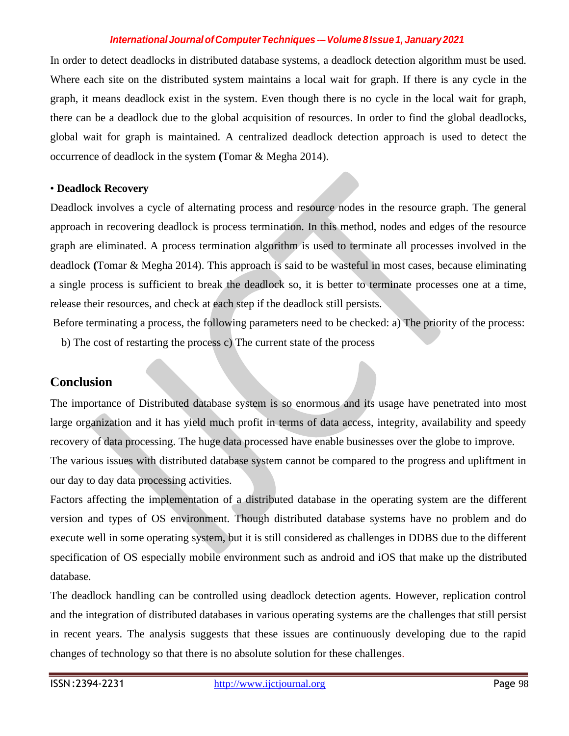In order to detect deadlocks in distributed database systems, a deadlock detection algorithm must be used. Where each site on the distributed system maintains a local wait for graph. If there is any cycle in the graph, it means deadlock exist in the system. Even though there is no cycle in the local wait for graph, there can be a deadlock due to the global acquisition of resources. In order to find the global deadlocks, global wait for graph is maintained. A centralized deadlock detection approach is used to detect the occurrence of deadlock in the system (Tomar & Megha 2014).

• **Deadlock Recovery**

Deadlock involves a cycle of alternating process and resource nodes in the resource graph. The general approach in recovering deadlock is process termination. In this method, nodes and edges of the resource graph are eliminated. A process termination algorithm is used to terminate all processes involved in the deadlock (Tomar & Megha 2014). This approach is said to be wasteful in most cases, because eliminating a single process is sufficient to break the deadlock so, it is better to terminate processes one at a time, release their resources, and check at each step if the deadlock still persists.

Before terminating a process, the following parameters need to be checked: a) The priority of the process: b) The cost of restarting the process c) The current state of the process

## Conclusion

The importance of Distributed database system is so enormous and its usage have penetrated into most large organization and it has yield much profit in terms of data access, integrity, availability and speedy recovery of data processing. The huge data processed have enable businesses over the globe to improve.

The various issues with distributed database system cannot be compared to the progress and upliftment in our day to day data processing activities.

Factors affecting the implementation of a distributed database in the operating system are the different version and types of OS environment. Though distributed database systems have no problem and do execute well in some operating system, but it is still considered as challenges in DDBS due to the different specification of OS especially mobile environment such as android and iOS that make up the distributed database.

The deadlock handling can be controlled using deadlock detection agents. However, replication control and the integration of distributed databases in various operating systems are the challenges that still persist in recent years. The analysis suggests that these issues are continuously developing due to the rapid changes of technology so that there is no absolute solution for these challenges.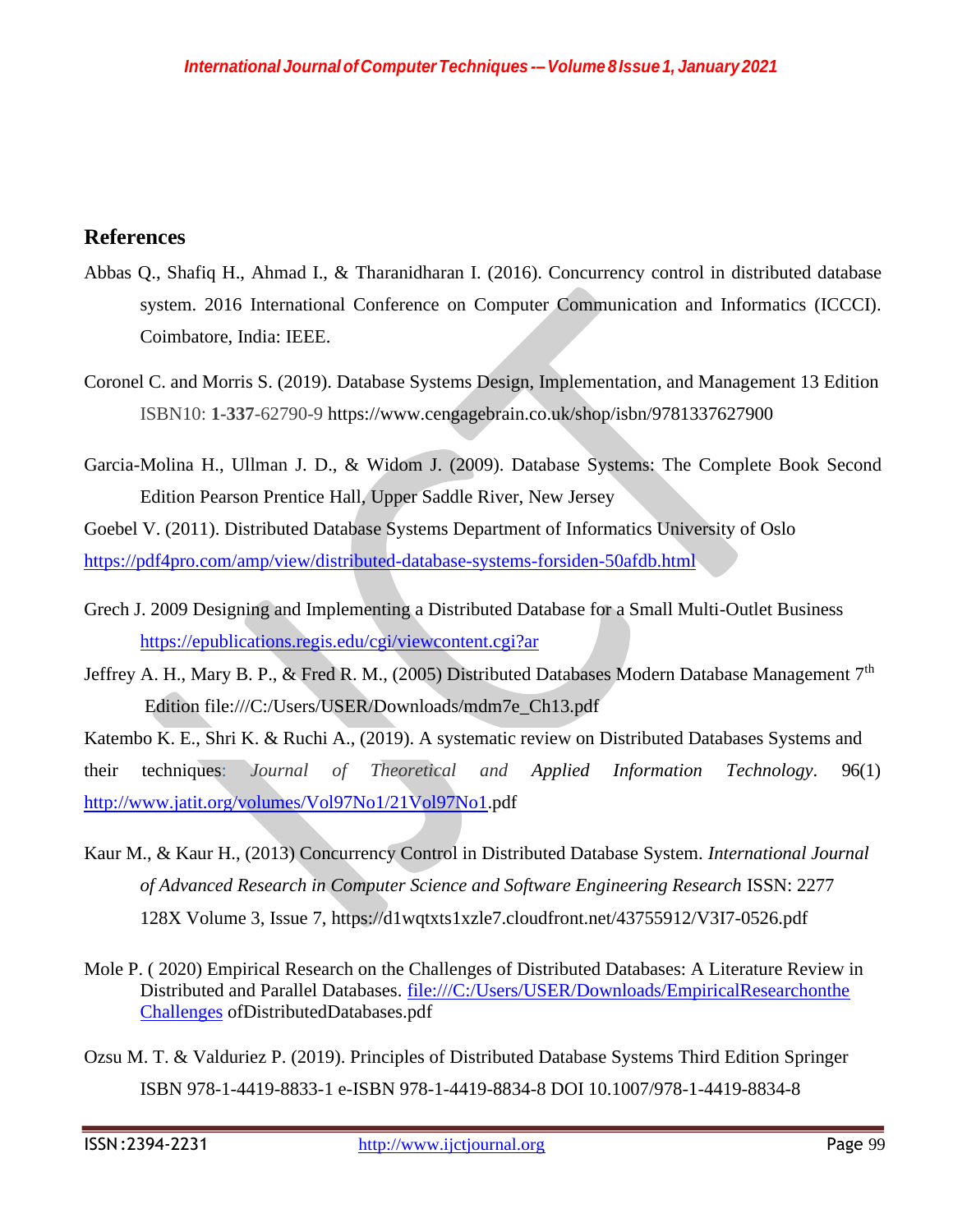## References

Abbas Q., Shafiq H., Ahmad I., & Tharanidharan I. (2016). Concurrency control in distributed database system. 2016 International Conference on Computer Communication and Informatics (ICCCI). Coimbatore, India: IEEE.

Coronel C. and Morris S. (2019). Database Systems Design, Implementation, and Management 13 Edition ISBN10: **1-337**-62790-9 https://www.cengagebrain.co.uk/shop/isbn/9781337627900

Garcia-Molina H., Ullman J. D., & Widom J. (2009). Database Systems: The Complete Book Second Edition Pearson Prentice Hall, Upper Saddle River, New Jersey

Goebel V. (2011). Distributed Database Systems Department of Informatics University of Oslo https://pdf4pro.com/amp/view/distributed-database-systems-forsiden-50afdb.html

Grech J. 2009 Designing and Implementing a Distributed Database for a Small Multi-Outlet Business https://epublications.regis.edu/cgi/viewcontent.cgi?ar

Jeffrey A. H., Mary B. P., & Fred R. M., (2005) Distributed Databases Modern Database Management 7th Edition file:///C:/Users/USER/Downloads/mdm7e_Ch13.pdf

Katembo K. E., Shri K. & Ruchi A., (2019). A systematic review on Distributed Databases Systems and their techniques: *Journal of Theoretical and Applied Information Technology*. 96(1) http://www.jatit.org/volumes/Vol97No1/21Vol97No1.pdf

Kaur M., & Kaur H., (2013) Concurrency Control in Distributed Database System. *International Journal of Advanced Research in Computer Science and Software Engineering Research* ISSN: 2277 128X Volume 3, Issue 7, https://d1wqtxts1xzle7.cloudfront.net/43755912/V3I7-0526.pdf

Mole P. ( 2020) Empirical Research on the Challenges of Distributed Databases: A Literature Review in Distributed and Parallel Databases. file:///C:/Users/USER/Downloads/EmpiricalResearchontheChallenges ofDistributedDatabases.pdf

Ozsu M. T. & Valduriez P. (2019). Principles of Distributed Database Systems Third Edition Springer ISBN 978-1-4419-8833-1 e-ISBN 978-1-4419-8834-8 DOI 10.1007/978-1-4419-8834-8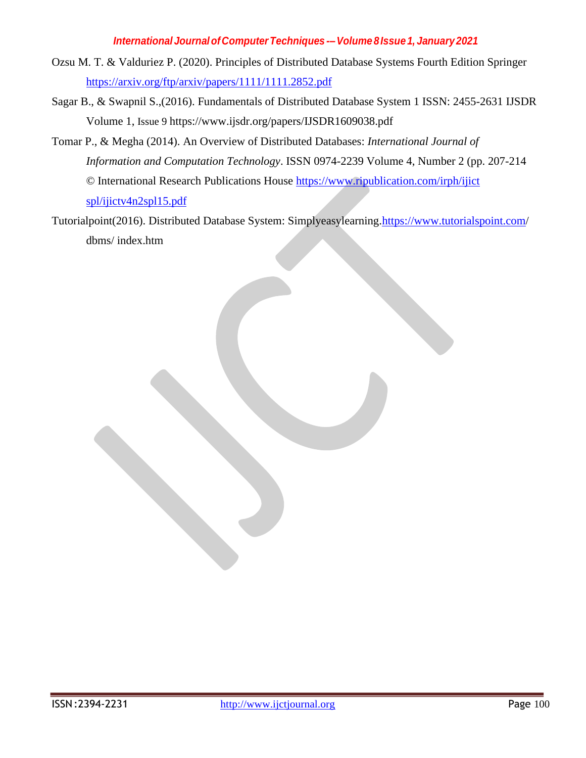Ozsu M. T. & Valduriez P. (2020). Principles of Distributed Database Systems Fourth Edition Springer https://arxiv.org/ftp/arxiv/papers/1111/1111.2852.pdf

Sagar B., & Swapnil S.,(2016). Fundamentals of Distributed Database System 1 ISSN: 2455-2631 IJSDR Volume 1, Issue 9 https://www.ijsdr.org/papers/IJSDR1609038.pdf

Tomar P., & Megha (2014). An Overview of Distributed Databases: *International Journal of Information and Computation Technology*. ISSN 0974-2239 Volume 4, Number 2 (pp. 207-214 © International Research Publications House https://www.ripublication.com/irph/ijict spl/ijictv4n2spl15.pdf

Tutorialpoint(2016). Distributed Database System: Simplyeasylearning.https://www.tutorialspoint.com/ dbms/ index.htm